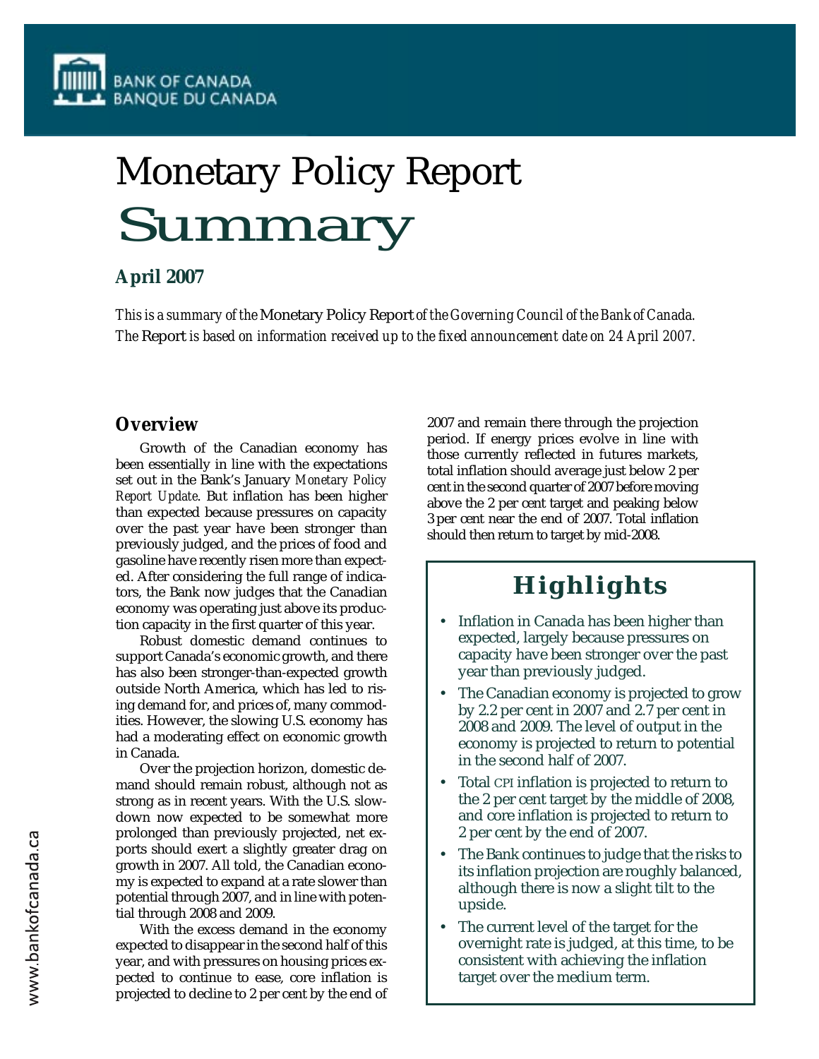BANK OF CANADA
BANQUE DU CANADA

# Monetary Policy Report
# Summary

**April 2007**

*This is a summary of the* Monetary Policy Report *of the Governing Council of the Bank of Canada. The* Report *is based on information received up to the fixed announcement date on 24 April 2007.*

## Overview

Growth of the Canadian economy has been essentially in line with the expectations set out in the Bank's January *Monetary Policy Report Update*. But inflation has been higher than expected because pressures on capacity over the past year have been stronger than previously judged, and the prices of food and gasoline have recently risen more than expected. After considering the full range of indicators, the Bank now judges that the Canadian economy was operating just above its production capacity in the first quarter of this year.

Robust domestic demand continues to support Canada's economic growth, and there has also been stronger-than-expected growth outside North America, which has led to rising demand for, and prices of, many commodities. However, the slowing U.S. economy has had a moderating effect on economic growth in Canada.

Over the projection horizon, domestic demand should remain robust, although not as strong as in recent years. With the U.S. slowdown now expected to be somewhat more prolonged than previously projected, net exports should exert a slightly greater drag on growth in 2007. All told, the Canadian economy is expected to expand at a rate slower than potential through 2007, and in line with potential through 2008 and 2009.

With the excess demand in the economy expected to disappear in the second half of this year, and with pressures on housing prices expected to continue to ease, core inflation is projected to decline to 2 per cent by the end of 2007 and remain there through the projection period. If energy prices evolve in line with those currently reflected in futures markets, total inflation should average just below 2 per cent in the second quarter of 2007 before moving above the 2 per cent target and peaking below 3 per cent near the end of 2007. Total inflation should then return to target by mid-2008.

## Highlights

- Inflation in Canada has been higher than expected, largely because pressures on capacity have been stronger over the past year than previously judged.
- The Canadian economy is projected to grow by 2.2 per cent in 2007 and 2.7 per cent in 2008 and 2009. The level of output in the economy is projected to return to potential in the second half of 2007.
- Total CPI inflation is projected to return to the 2 per cent target by the middle of 2008, and core inflation is projected to return to 2 per cent by the end of 2007.
- The Bank continues to judge that the risks to its inflation projection are roughly balanced, although there is now a slight tilt to the upside.
- The current level of the target for the overnight rate is judged, at this time, to be consistent with achieving the inflation target over the medium term.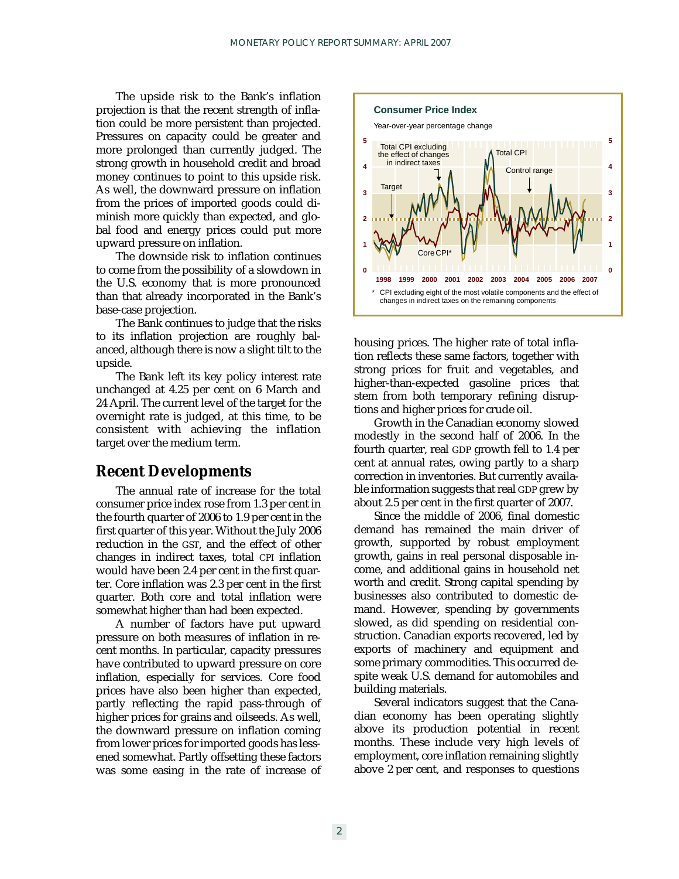The upside risk to the Bank's inflation projection is that the recent strength of inflation could be more persistent than projected. Pressures on capacity could be greater and more prolonged than currently judged. The strong growth in household credit and broad money continues to point to this upside risk. As well, the downward pressure on inflation from the prices of imported goods could diminish more quickly than expected, and global food and energy prices could put more upward pressure on inflation.

The downside risk to inflation continues to come from the possibility of a slowdown in the U.S. economy that is more pronounced than that already incorporated in the Bank's base-case projection.

The Bank continues to judge that the risks to its inflation projection are roughly balanced, although there is now a slight tilt to the upside.

The Bank left its key policy interest rate unchanged at 4.25 per cent on 6 March and 24 April. The current level of the target for the overnight rate is judged, at this time, to be consistent with achieving the inflation target over the medium term.

## Recent Developments

The annual rate of increase for the total consumer price index rose from 1.3 per cent in the fourth quarter of 2006 to 1.9 per cent in the first quarter of this year. Without the July 2006 reduction in the GST, and the effect of other changes in indirect taxes, total CPI inflation would have been 2.4 per cent in the first quarter. Core inflation was 2.3 per cent in the first quarter. Both core and total inflation were somewhat higher than had been expected.

A number of factors have put upward pressure on both measures of inflation in recent months. In particular, capacity pressures have contributed to upward pressure on core inflation, especially for services. Core food prices have also been higher than expected, partly reflecting the rapid pass-through of higher prices for grains and oilseeds. As well, the downward pressure on inflation coming from lower prices for imported goods has lessened somewhat. Partly offsetting these factors was some easing in the rate of increase of housing prices. The higher rate of total inflation reflects these same factors, together with strong prices for fruit and vegetables, and higher-than-expected gasoline prices that stem from both temporary refining disruptions and higher prices for crude oil.

**Consumer Price Index**

Year-over-year percentage change

\* CPI excluding eight of the most volatile components and the effect of changes in indirect taxes on the remaining components

Growth in the Canadian economy slowed modestly in the second half of 2006. In the fourth quarter, real GDP growth fell to 1.4 per cent at annual rates, owing partly to a sharp correction in inventories. But currently available information suggests that real GDP grew by about 2.5 per cent in the first quarter of 2007.

Since the middle of 2006, final domestic demand has remained the main driver of growth, supported by robust employment growth, gains in real personal disposable income, and additional gains in household net worth and credit. Strong capital spending by businesses also contributed to domestic demand. However, spending by governments slowed, as did spending on residential construction. Canadian exports recovered, led by exports of machinery and equipment and some primary commodities. This occurred despite weak U.S. demand for automobiles and building materials.

Several indicators suggest that the Canadian economy has been operating slightly above its production potential in recent months. These include very high levels of employment, core inflation remaining slightly above 2 per cent, and responses to questions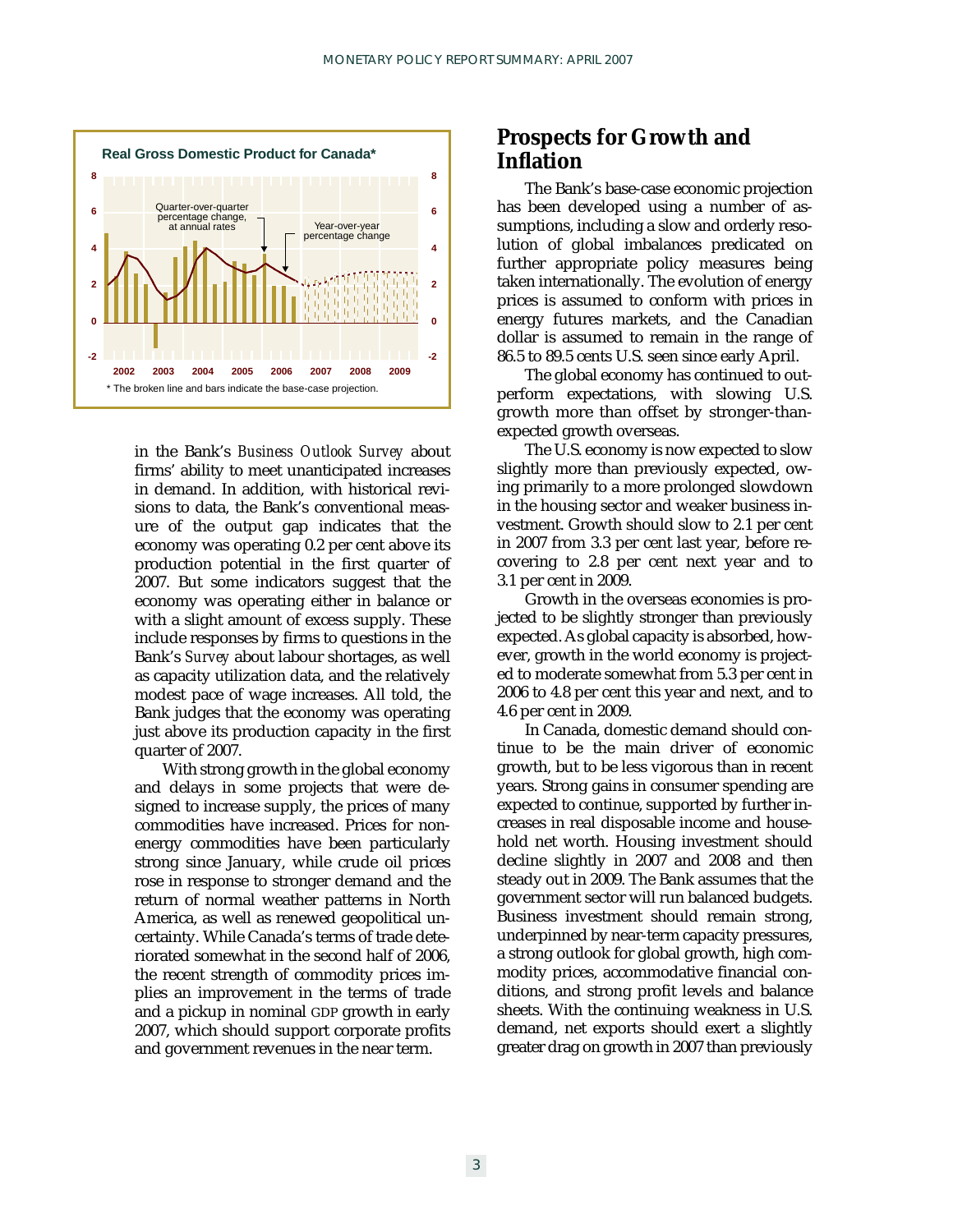**Real Gross Domestic Product for Canada***

Quarter-over-quarter percentage change, at annual rates

Year-over-year percentage change

\* The broken line and bars indicate the base-case projection.

in the Bank's *Business Outlook Survey* about firms' ability to meet unanticipated increases in demand. In addition, with historical revisions to data, the Bank's conventional measure of the output gap indicates that the economy was operating 0.2 per cent above its production potential in the first quarter of 2007. But some indicators suggest that the economy was operating either in balance or with a slight amount of excess supply. These include responses by firms to questions in the Bank's *Survey* about labour shortages, as well as capacity utilization data, and the relatively modest pace of wage increases. All told, the Bank judges that the economy was operating just above its production capacity in the first quarter of 2007.

With strong growth in the global economy and delays in some projects that were designed to increase supply, the prices of many commodities have increased. Prices for non-energy commodities have been particularly strong since January, while crude oil prices rose in response to stronger demand and the return of normal weather patterns in North America, as well as renewed geopolitical uncertainty. While Canada's terms of trade deteriorated somewhat in the second half of 2006, the recent strength of commodity prices implies an improvement in the terms of trade and a pickup in nominal GDP growth in early 2007, which should support corporate profits and government revenues in the near term.

## Prospects for Growth and Inflation

The Bank's base-case economic projection has been developed using a number of assumptions, including a slow and orderly resolution of global imbalances predicated on further appropriate policy measures being taken internationally. The evolution of energy prices is assumed to conform with prices in energy futures markets, and the Canadian dollar is assumed to remain in the range of 86.5 to 89.5 cents U.S. seen since early April.

The global economy has continued to outperform expectations, with slowing U.S. growth more than offset by stronger-than-expected growth overseas.

The U.S. economy is now expected to slow slightly more than previously expected, owing primarily to a more prolonged slowdown in the housing sector and weaker business investment. Growth should slow to 2.1 per cent in 2007 from 3.3 per cent last year, before recovering to 2.8 per cent next year and to 3.1 per cent in 2009.

Growth in the overseas economies is projected to be slightly stronger than previously expected. As global capacity is absorbed, however, growth in the world economy is projected to moderate somewhat from 5.3 per cent in 2006 to 4.8 per cent this year and next, and to 4.6 per cent in 2009.

In Canada, domestic demand should continue to be the main driver of economic growth, but to be less vigorous than in recent years. Strong gains in consumer spending are expected to continue, supported by further increases in real disposable income and household net worth. Housing investment should decline slightly in 2007 and 2008 and then steady out in 2009. The Bank assumes that the government sector will run balanced budgets. Business investment should remain strong, underpinned by near-term capacity pressures, a strong outlook for global growth, high commodity prices, accommodative financial conditions, and strong profit levels and balance sheets. With the continuing weakness in U.S. demand, net exports should exert a slightly greater drag on growth in 2007 than previously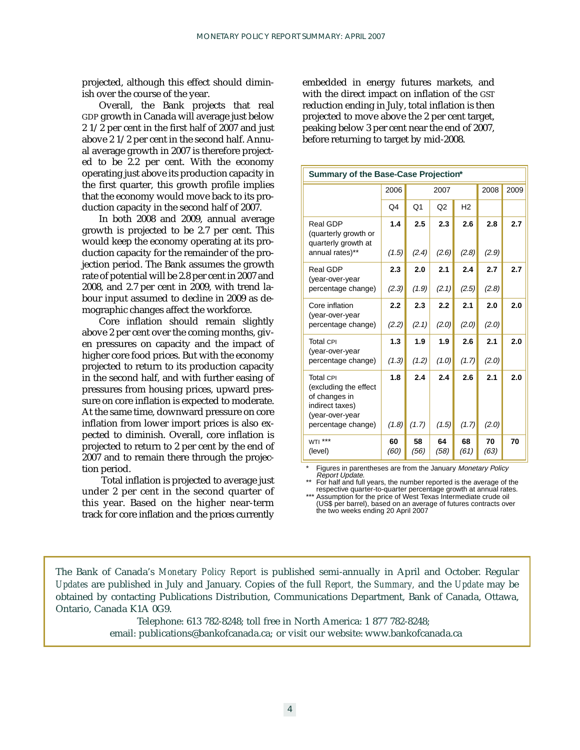projected, although this effect should diminish over the course of the year.

Overall, the Bank projects that real GDP growth in Canada will average just below 2 1/2 per cent in the first half of 2007 and just above 2 1/2 per cent in the second half. Annual average growth in 2007 is therefore projected to be 2.2 per cent. With the economy operating just above its production capacity in the first quarter, this growth profile implies that the economy would move back to its production capacity in the second half of 2007.

In both 2008 and 2009, annual average growth is projected to be 2.7 per cent. This would keep the economy operating at its production capacity for the remainder of the projection period. The Bank assumes the growth rate of potential will be 2.8 per cent in 2007 and 2008, and 2.7 per cent in 2009, with trend labour input assumed to decline in 2009 as demographic changes affect the workforce.

Core inflation should remain slightly above 2 per cent over the coming months, given pressures on capacity and the impact of higher core food prices. But with the economy projected to return to its production capacity in the second half, and with further easing of pressures from housing prices, upward pressure on core inflation is expected to moderate. At the same time, downward pressure on core inflation from lower import prices is also expected to diminish. Overall, core inflation is projected to return to 2 per cent by the end of 2007 and to remain there through the projection period.

Total inflation is projected to average just under 2 per cent in the second quarter of this year. Based on the higher near-term track for core inflation and the prices currently embedded in energy futures markets, and with the direct impact on inflation of the GST reduction ending in July, total inflation is then projected to move above the 2 per cent target, peaking below 3 per cent near the end of 2007, before returning to target by mid-2008.

**Summary of the Base-Case Projection***

| | 2006 | 2007 | | | 2008 | 2009 |
|---|---|---|---|---|---|---|
| | Q4 | Q1 | Q2 | H2 | | |
| Real GDP (quarterly growth or quarterly growth at annual rates)** | **1.4** (1.5) | **2.5** (2.4) | **2.3** (2.6) | **2.6** (2.8) | **2.8** (2.9) | **2.7** |
| Real GDP (year-over-year percentage change) | **2.3** (2.3) | **2.0** (1.9) | **2.1** (2.1) | **2.4** (2.5) | **2.7** (2.8) | **2.7** |
| Core inflation (year-over-year percentage change) | **2.2** (2.2) | **2.3** (2.1) | **2.2** (2.0) | **2.1** (2.0) | **2.0** (2.0) | **2.0** |
| Total CPI (year-over-year percentage change) | **1.3** (1.3) | **1.9** (1.2) | **1.9** (1.0) | **2.6** (1.7) | **2.1** (2.0) | **2.0** |
| Total CPI (excluding the effect of changes in indirect taxes) (year-over-year percentage change) | **1.8** (1.8) | **2.4** (1.7) | **2.4** (1.5) | **2.6** (1.7) | **2.1** (2.0) | **2.0** |
| WTI *** (level) | **60** (60) | **58** (56) | **64** (58) | **68** (61) | **70** (63) | **70** |

\* Figures in parentheses are from the January *Monetary Policy Report Update.*

** For half and full years, the number reported is the average of the respective quarter-to-quarter percentage growth at annual rates.

*** Assumption for the price of West Texas Intermediate crude oil (US$ per barrel), based on an average of futures contracts over the two weeks ending 20 April 2007

The Bank of Canada's *Monetary Policy Report* is published semi-annually in April and October. Regular *Updates* are published in July and January. Copies of the full *Report*, the *Summary*, and the *Update* may be obtained by contacting Publications Distribution, Communications Department, Bank of Canada, Ottawa, Ontario, Canada K1A 0G9.

Telephone: 613 782-8248; toll free in North America: 1 877 782-8248;
email: publications@bankofcanada.ca; or visit our website: www.bankofcanada.ca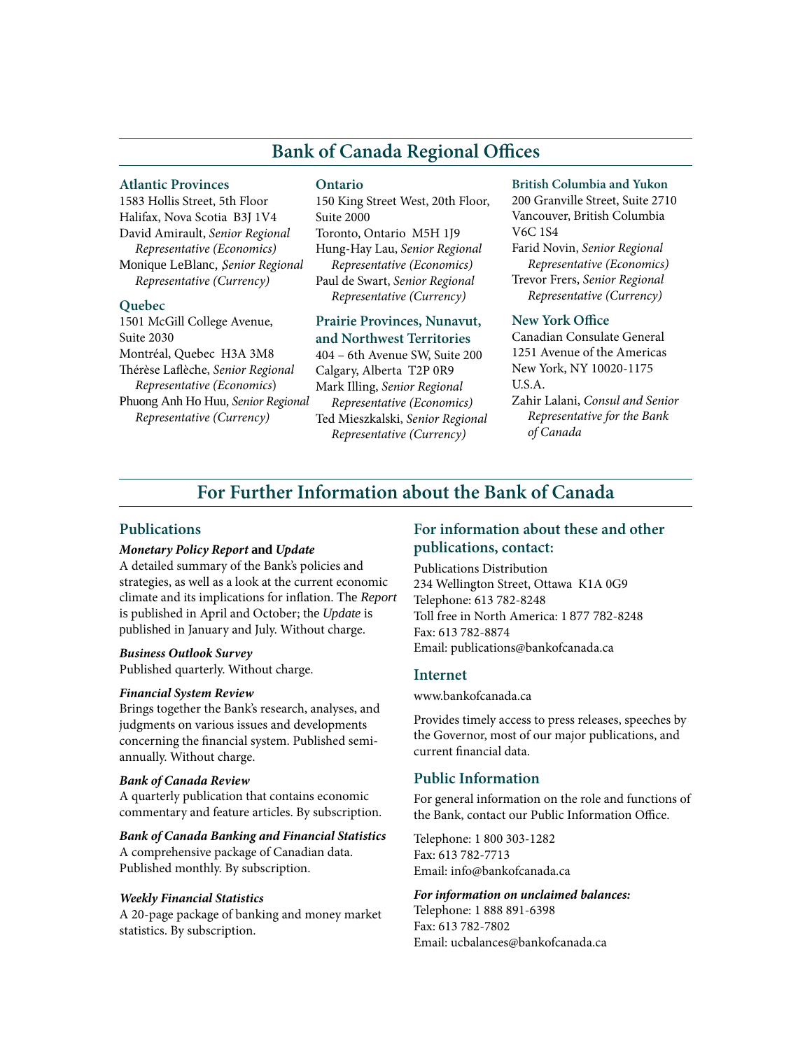## Bank of Canada Regional Offices

### Atlantic Provinces

1583 Hollis Street, 5th Floor
Halifax, Nova Scotia  B3J 1V4
David Amirault, *Senior Regional Representative (Economics)*
Monique LeBlanc, *Senior Regional Representative (Currency)*

### Quebec

1501 McGill College Avenue, Suite 2030
Montréal, Quebec  H3A 3M8
Thérèse Laflèche, *Senior Regional Representative (Economics)*
Phuong Anh Ho Huu, *Senior Regional Representative (Currency)*

### Ontario

150 King Street West, 20th Floor, Suite 2000
Toronto, Ontario  M5H 1J9
Hung-Hay Lau, *Senior Regional Representative (Economics)*
Paul de Swart, *Senior Regional Representative (Currency)*

### Prairie Provinces, Nunavut, and Northwest Territories

404 – 6th Avenue SW, Suite 200
Calgary, Alberta  T2P 0R9
Mark Illing, *Senior Regional Representative (Economics)*
Ted Mieszkalski, *Senior Regional Representative (Currency)*

### British Columbia and Yukon

200 Granville Street, Suite 2710
Vancouver, British Columbia
V6C 1S4
Farid Novin, *Senior Regional Representative (Economics)*
Trevor Frers, *Senior Regional Representative (Currency)*

### New York Office

Canadian Consulate General
1251 Avenue of the Americas
New York, NY 10020-1175
U.S.A.
Zahir Lalani, *Consul and Senior Representative for the Bank of Canada*

## For Further Information about the Bank of Canada

### Publications

***Monetary Policy Report* and *Update***
A detailed summary of the Bank's policies and strategies, as well as a look at the current economic climate and its implications for inflation. The *Report* is published in April and October; the *Update* is published in January and July. Without charge.

***Business Outlook Survey***
Published quarterly. Without charge.

***Financial System Review***
Brings together the Bank's research, analyses, and judgments on various issues and developments concerning the financial system. Published semi-annually. Without charge.

***Bank of Canada Review***
A quarterly publication that contains economic commentary and feature articles. By subscription.

***Bank of Canada Banking and Financial Statistics***
A comprehensive package of Canadian data. Published monthly. By subscription.

***Weekly Financial Statistics***
A 20-page package of banking and money market statistics. By subscription.

### For information about these and other publications, contact:

Publications Distribution
234 Wellington Street, Ottawa  K1A 0G9
Telephone: 613 782-8248
Toll free in North America: 1 877 782-8248
Fax: 613 782-8874
Email: publications@bankofcanada.ca

### Internet

www.bankofcanada.ca

Provides timely access to press releases, speeches by the Governor, most of our major publications, and current financial data.

### Public Information

For general information on the role and functions of the Bank, contact our Public Information Office.

Telephone: 1 800 303-1282
Fax: 613 782-7713
Email: info@bankofcanada.ca

***For information on unclaimed balances:***
Telephone: 1 888 891-6398
Fax: 613 782-7802
Email: ucbalances@bankofcanada.ca